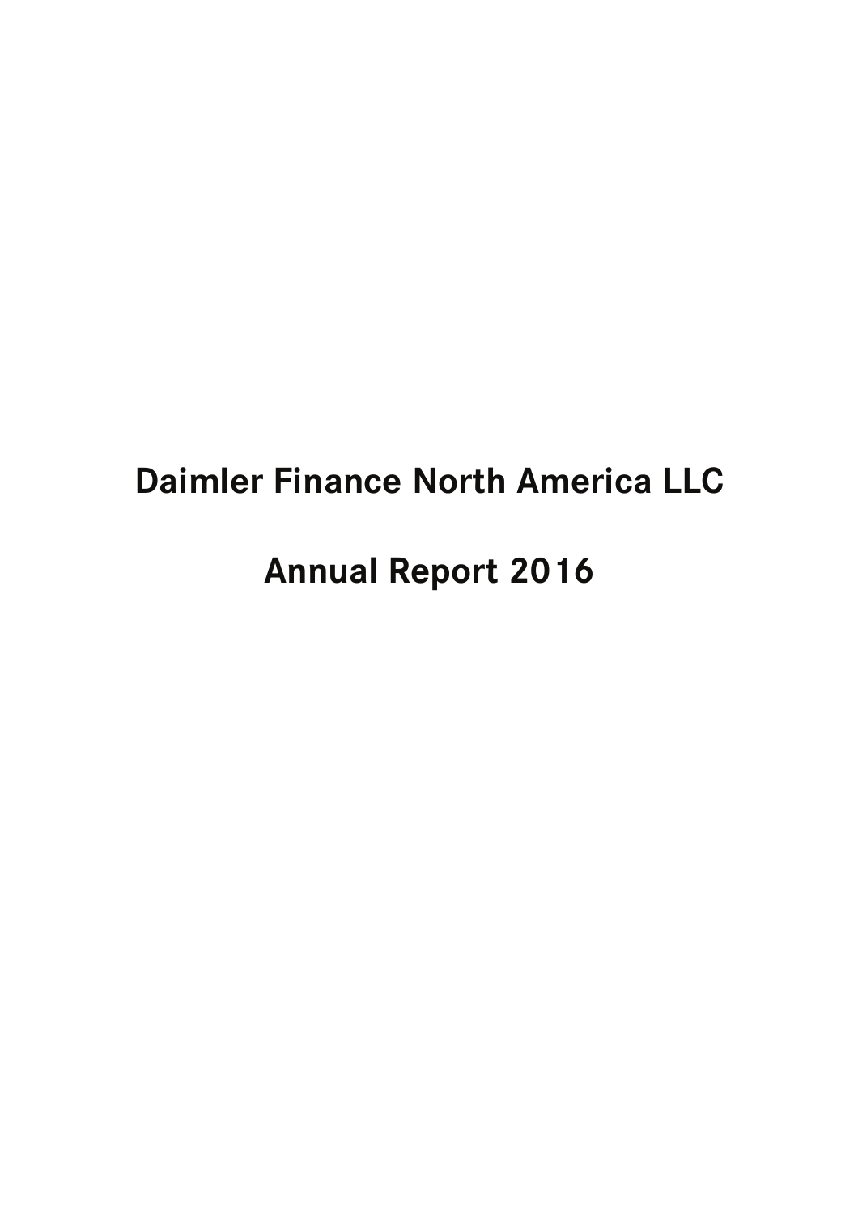# Daimler Finance North America LLC

# Annual Report 2016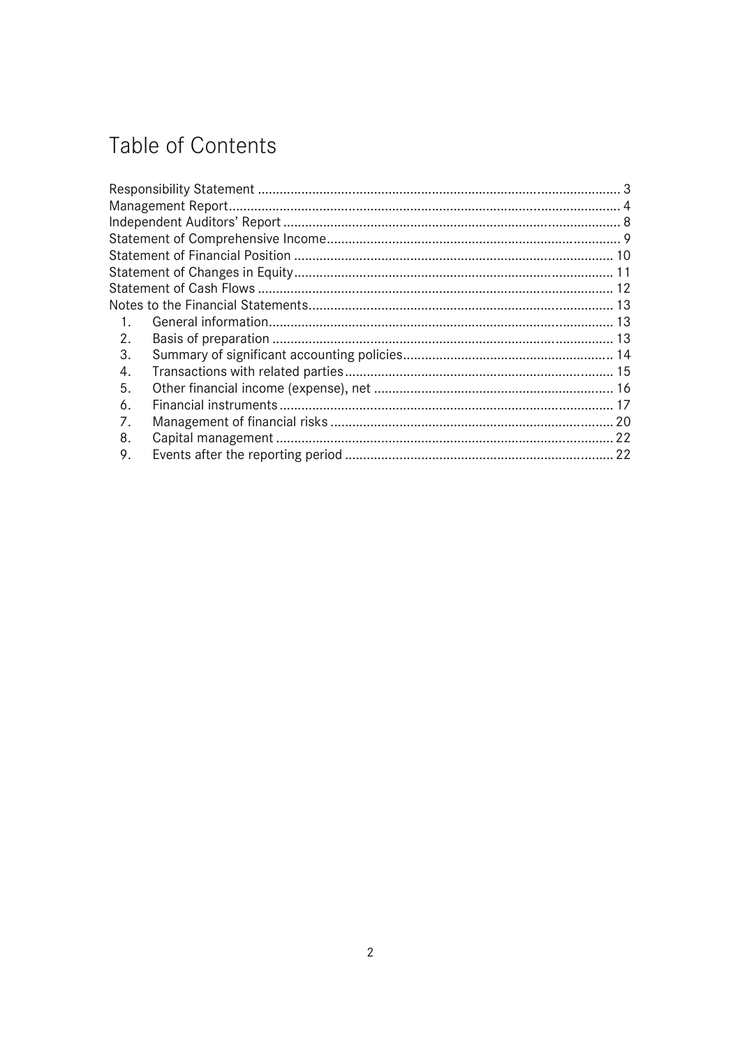# Table of Contents

Responsibility Statement ........................................................................................................ 3
Management Report................................................................................................................ 4
Independent Auditors' Report ................................................................................................ 8
Statement of Comprehensive Income..................................................................................... 9
Statement of Financial Position ............................................................................................ 10
Statement of Changes in Equity............................................................................................ 11
Statement of Cash Flows ...................................................................................................... 12
Notes to the Financial Statements........................................................................................ 13

1. General information.................................................................................................. 13
2. Basis of preparation ................................................................................................. 13
3. Summary of significant accounting policies............................................................. 14
4. Transactions with related parties............................................................................. 15
5. Other financial income (expense), net .................................................................... 16
6. Financial instruments.............................................................................................. 17
7. Management of financial risks ................................................................................ 20
8. Capital management ............................................................................................... 22
9. Events after the reporting period ............................................................................ 22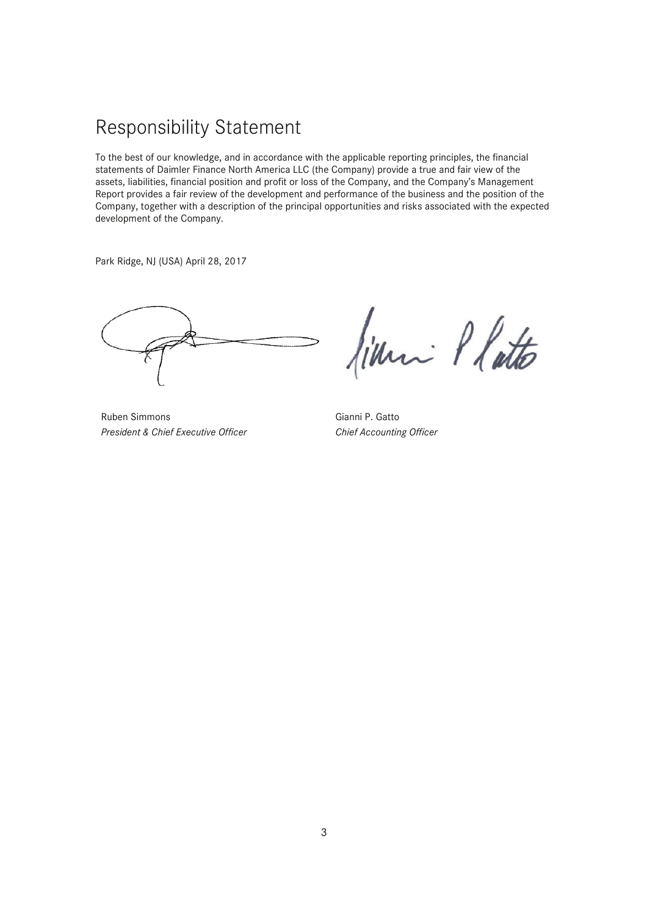# Responsibility Statement

To the best of our knowledge, and in accordance with the applicable reporting principles, the financial statements of Daimler Finance North America LLC (the Company) provide a true and fair view of the assets, liabilities, financial position and profit or loss of the Company, and the Company's Management Report provides a fair review of the development and performance of the business and the position of the Company, together with a description of the principal opportunities and risks associated with the expected development of the Company.

Park Ridge, NJ (USA) April 28, 2017

| | |
|---|---|
| Ruben Simmons | Gianni P. Gatto |
| *President & Chief Executive Officer* | *Chief Accounting Officer* |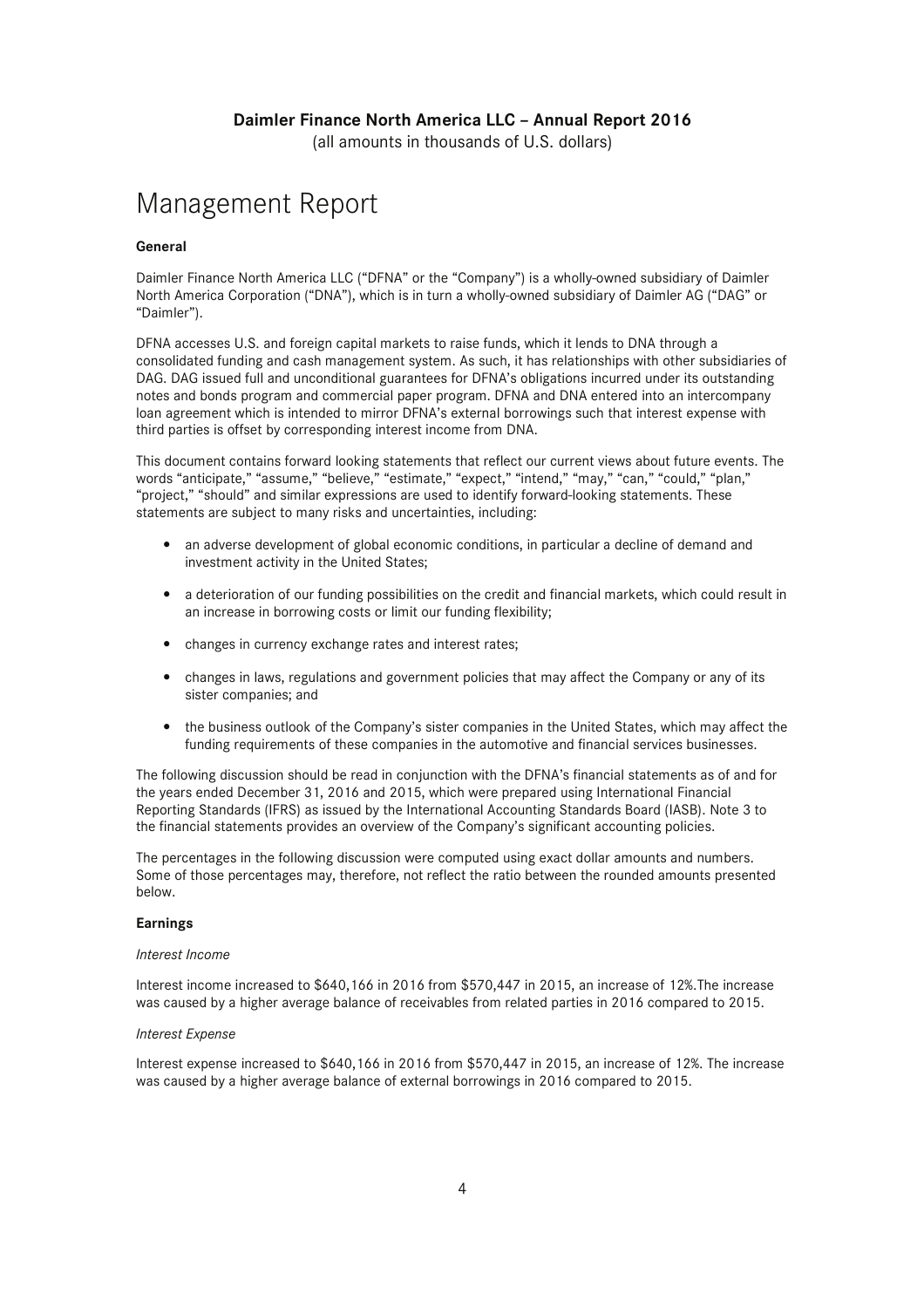**Daimler Finance North America LLC – Annual Report 2016**

(all amounts in thousands of U.S. dollars)

# Management Report

**General**

Daimler Finance North America LLC ("DFNA" or the "Company") is a wholly-owned subsidiary of Daimler North America Corporation ("DNA"), which is in turn a wholly-owned subsidiary of Daimler AG ("DAG" or "Daimler").

DFNA accesses U.S. and foreign capital markets to raise funds, which it lends to DNA through a consolidated funding and cash management system. As such, it has relationships with other subsidiaries of DAG. DAG issued full and unconditional guarantees for DFNA's obligations incurred under its outstanding notes and bonds program and commercial paper program. DFNA and DNA entered into an intercompany loan agreement which is intended to mirror DFNA's external borrowings such that interest expense with third parties is offset by corresponding interest income from DNA.

This document contains forward looking statements that reflect our current views about future events. The words "anticipate," "assume," "believe," "estimate," "expect," "intend," "may," "can," "could," "plan," "project," "should" and similar expressions are used to identify forward-looking statements. These statements are subject to many risks and uncertainties, including:

- an adverse development of global economic conditions, in particular a decline of demand and investment activity in the United States;
- a deterioration of our funding possibilities on the credit and financial markets, which could result in an increase in borrowing costs or limit our funding flexibility;
- changes in currency exchange rates and interest rates;
- changes in laws, regulations and government policies that may affect the Company or any of its sister companies; and
- the business outlook of the Company's sister companies in the United States, which may affect the funding requirements of these companies in the automotive and financial services businesses.

The following discussion should be read in conjunction with the DFNA's financial statements as of and for the years ended December 31, 2016 and 2015, which were prepared using International Financial Reporting Standards (IFRS) as issued by the International Accounting Standards Board (IASB). Note 3 to the financial statements provides an overview of the Company's significant accounting policies.

The percentages in the following discussion were computed using exact dollar amounts and numbers. Some of those percentages may, therefore, not reflect the ratio between the rounded amounts presented below.

**Earnings**

*Interest Income*

Interest income increased to $640,166 in 2016 from $570,447 in 2015, an increase of 12%.The increase was caused by a higher average balance of receivables from related parties in 2016 compared to 2015.

*Interest Expense*

Interest expense increased to $640,166 in 2016 from $570,447 in 2015, an increase of 12%. The increase was caused by a higher average balance of external borrowings in 2016 compared to 2015.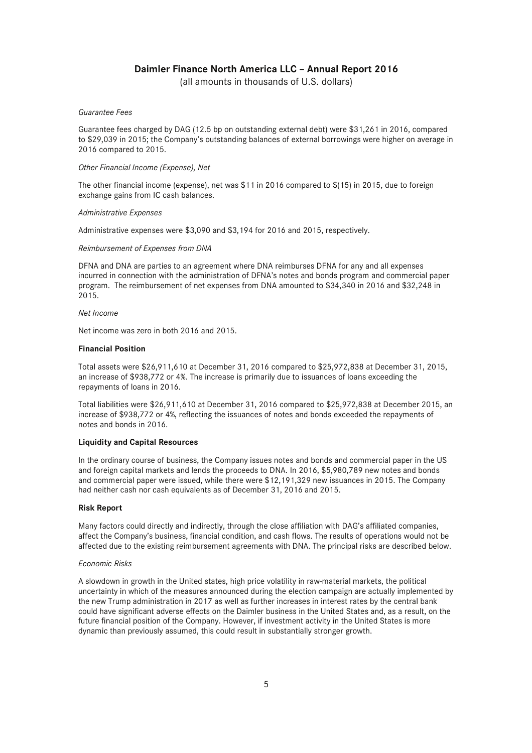*Guarantee Fees*

Guarantee fees charged by DAG (12.5 bp on outstanding external debt) were $31,261 in 2016, compared to $29,039 in 2015; the Company's outstanding balances of external borrowings were higher on average in 2016 compared to 2015.

*Other Financial Income (Expense), Net*

The other financial income (expense), net was $11 in 2016 compared to $(15) in 2015, due to foreign exchange gains from IC cash balances.

*Administrative Expenses*

Administrative expenses were $3,090 and $3,194 for 2016 and 2015, respectively.

*Reimbursement of Expenses from DNA*

DFNA and DNA are parties to an agreement where DNA reimburses DFNA for any and all expenses incurred in connection with the administration of DFNA's notes and bonds program and commercial paper program. The reimbursement of net expenses from DNA amounted to $34,340 in 2016 and $32,248 in 2015.

*Net Income*

Net income was zero in both 2016 and 2015.

**Financial Position**

Total assets were $26,911,610 at December 31, 2016 compared to $25,972,838 at December 31, 2015, an increase of $938,772 or 4%. The increase is primarily due to issuances of loans exceeding the repayments of loans in 2016.

Total liabilities were $26,911,610 at December 31, 2016 compared to $25,972,838 at December 2015, an increase of $938,772 or 4%, reflecting the issuances of notes and bonds exceeded the repayments of notes and bonds in 2016.

**Liquidity and Capital Resources**

In the ordinary course of business, the Company issues notes and bonds and commercial paper in the US and foreign capital markets and lends the proceeds to DNA. In 2016, $5,980,789 new notes and bonds and commercial paper were issued, while there were $12,191,329 new issuances in 2015. The Company had neither cash nor cash equivalents as of December 31, 2016 and 2015.

**Risk Report**

Many factors could directly and indirectly, through the close affiliation with DAG's affiliated companies, affect the Company's business, financial condition, and cash flows. The results of operations would not be affected due to the existing reimbursement agreements with DNA. The principal risks are described below.

*Economic Risks*

A slowdown in growth in the United states, high price volatility in raw-material markets, the political uncertainty in which of the measures announced during the election campaign are actually implemented by the new Trump administration in 2017 as well as further increases in interest rates by the central bank could have significant adverse effects on the Daimler business in the United States and, as a result, on the future financial position of the Company. However, if investment activity in the United States is more dynamic than previously assumed, this could result in substantially stronger growth.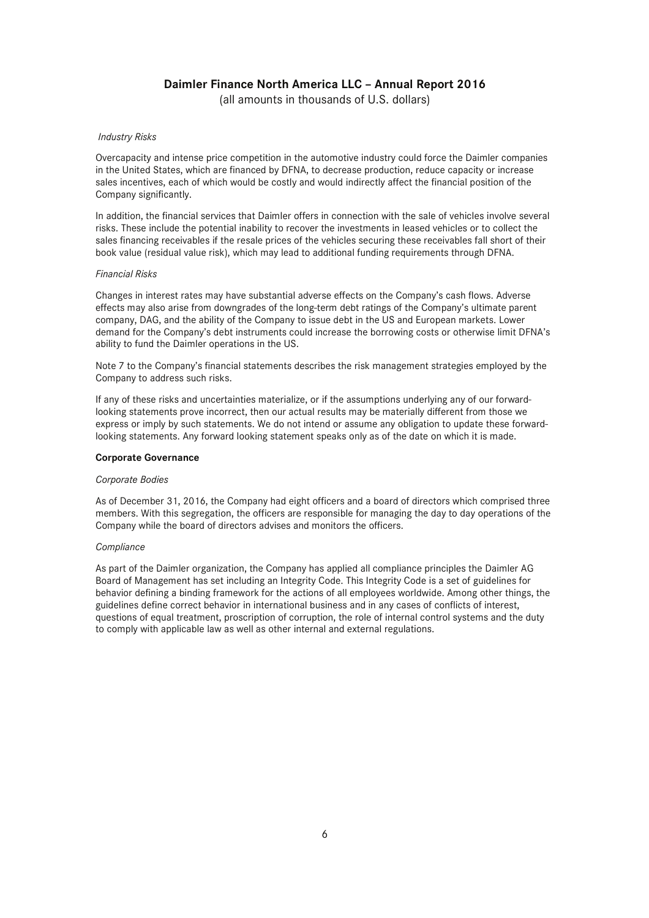*Industry Risks*

Overcapacity and intense price competition in the automotive industry could force the Daimler companies in the United States, which are financed by DFNA, to decrease production, reduce capacity or increase sales incentives, each of which would be costly and would indirectly affect the financial position of the Company significantly.

In addition, the financial services that Daimler offers in connection with the sale of vehicles involve several risks. These include the potential inability to recover the investments in leased vehicles or to collect the sales financing receivables if the resale prices of the vehicles securing these receivables fall short of their book value (residual value risk), which may lead to additional funding requirements through DFNA.

*Financial Risks*

Changes in interest rates may have substantial adverse effects on the Company's cash flows. Adverse effects may also arise from downgrades of the long-term debt ratings of the Company's ultimate parent company, DAG, and the ability of the Company to issue debt in the US and European markets. Lower demand for the Company's debt instruments could increase the borrowing costs or otherwise limit DFNA's ability to fund the Daimler operations in the US.

Note 7 to the Company's financial statements describes the risk management strategies employed by the Company to address such risks.

If any of these risks and uncertainties materialize, or if the assumptions underlying any of our forward-looking statements prove incorrect, then our actual results may be materially different from those we express or imply by such statements. We do not intend or assume any obligation to update these forward-looking statements. Any forward looking statement speaks only as of the date on which it is made.

**Corporate Governance**

*Corporate Bodies*

As of December 31, 2016, the Company had eight officers and a board of directors which comprised three members. With this segregation, the officers are responsible for managing the day to day operations of the Company while the board of directors advises and monitors the officers.

*Compliance*

As part of the Daimler organization, the Company has applied all compliance principles the Daimler AG Board of Management has set including an Integrity Code. This Integrity Code is a set of guidelines for behavior defining a binding framework for the actions of all employees worldwide. Among other things, the guidelines define correct behavior in international business and in any cases of conflicts of interest, questions of equal treatment, proscription of corruption, the role of internal control systems and the duty to comply with applicable law as well as other internal and external regulations.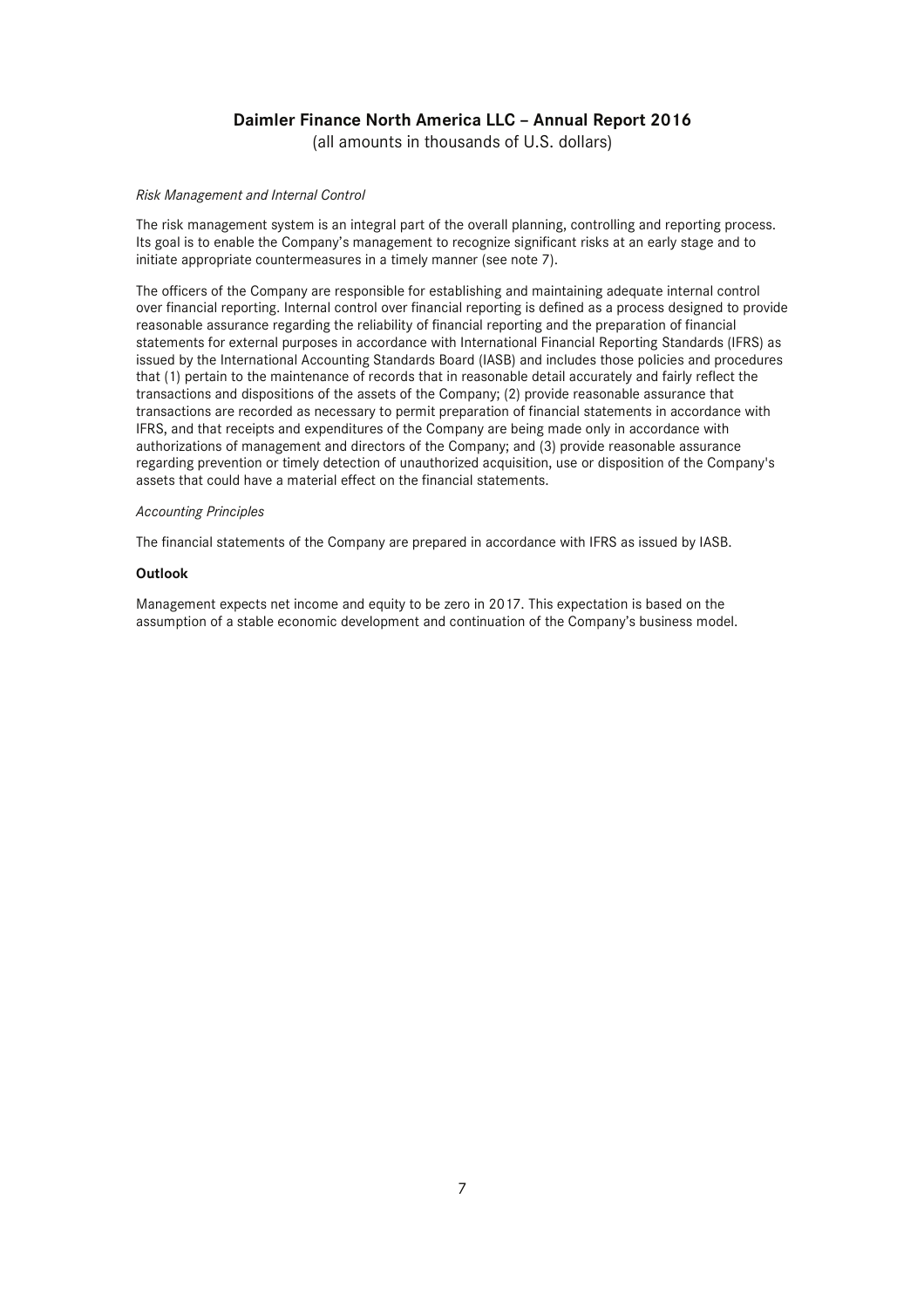*Risk Management and Internal Control*

The risk management system is an integral part of the overall planning, controlling and reporting process. Its goal is to enable the Company's management to recognize significant risks at an early stage and to initiate appropriate countermeasures in a timely manner (see note 7).

The officers of the Company are responsible for establishing and maintaining adequate internal control over financial reporting. Internal control over financial reporting is defined as a process designed to provide reasonable assurance regarding the reliability of financial reporting and the preparation of financial statements for external purposes in accordance with International Financial Reporting Standards (IFRS) as issued by the International Accounting Standards Board (IASB) and includes those policies and procedures that (1) pertain to the maintenance of records that in reasonable detail accurately and fairly reflect the transactions and dispositions of the assets of the Company; (2) provide reasonable assurance that transactions are recorded as necessary to permit preparation of financial statements in accordance with IFRS, and that receipts and expenditures of the Company are being made only in accordance with authorizations of management and directors of the Company; and (3) provide reasonable assurance regarding prevention or timely detection of unauthorized acquisition, use or disposition of the Company's assets that could have a material effect on the financial statements.

*Accounting Principles*

The financial statements of the Company are prepared in accordance with IFRS as issued by IASB.

**Outlook**

Management expects net income and equity to be zero in 2017. This expectation is based on the assumption of a stable economic development and continuation of the Company's business model.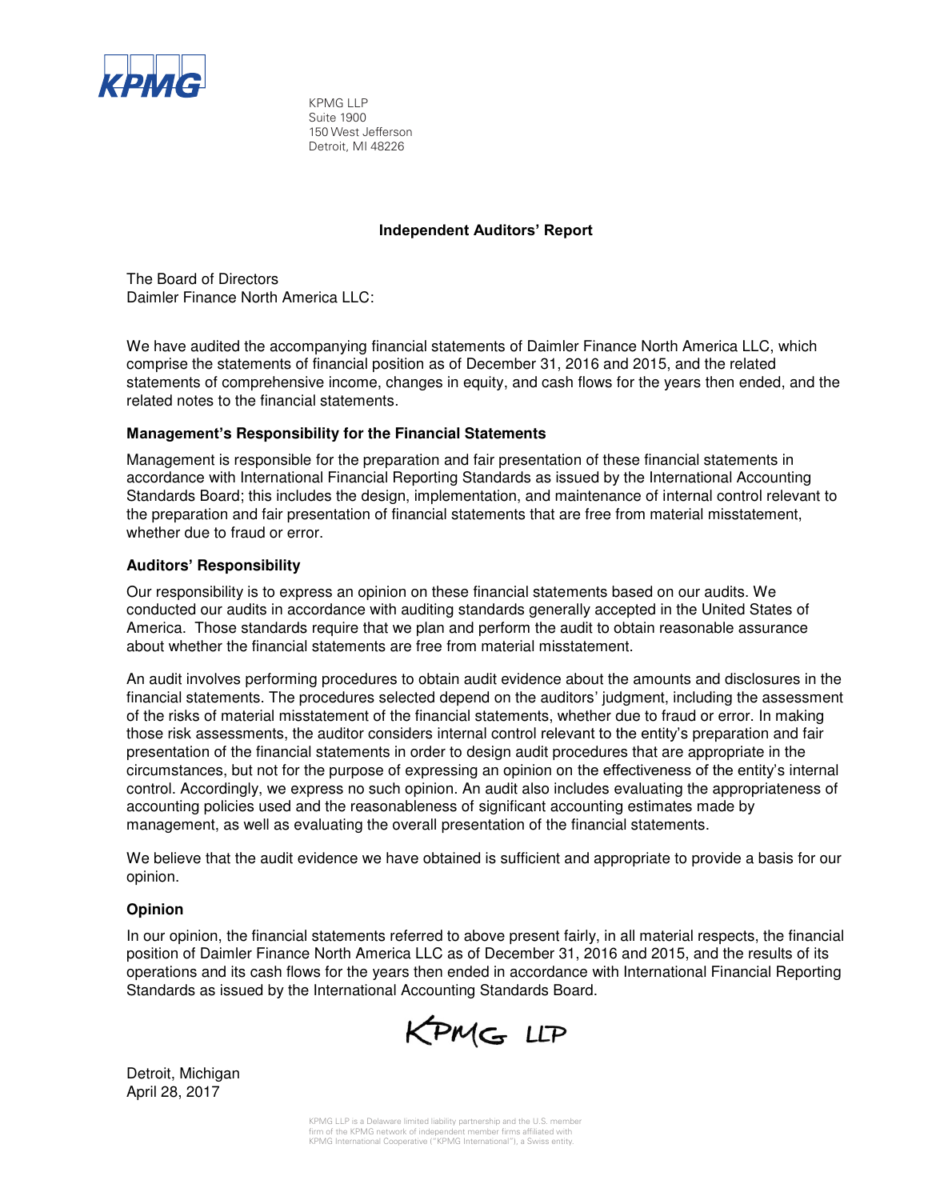KPMG LLP
Suite 1900
150 West Jefferson
Detroit, MI 48226

## Independent Auditors' Report

The Board of Directors
Daimler Finance North America LLC:

We have audited the accompanying financial statements of Daimler Finance North America LLC, which comprise the statements of financial position as of December 31, 2016 and 2015, and the related statements of comprehensive income, changes in equity, and cash flows for the years then ended, and the related notes to the financial statements.

### Management's Responsibility for the Financial Statements

Management is responsible for the preparation and fair presentation of these financial statements in accordance with International Financial Reporting Standards as issued by the International Accounting Standards Board; this includes the design, implementation, and maintenance of internal control relevant to the preparation and fair presentation of financial statements that are free from material misstatement, whether due to fraud or error.

### Auditors' Responsibility

Our responsibility is to express an opinion on these financial statements based on our audits. We conducted our audits in accordance with auditing standards generally accepted in the United States of America. Those standards require that we plan and perform the audit to obtain reasonable assurance about whether the financial statements are free from material misstatement.

An audit involves performing procedures to obtain audit evidence about the amounts and disclosures in the financial statements. The procedures selected depend on the auditors' judgment, including the assessment of the risks of material misstatement of the financial statements, whether due to fraud or error. In making those risk assessments, the auditor considers internal control relevant to the entity's preparation and fair presentation of the financial statements in order to design audit procedures that are appropriate in the circumstances, but not for the purpose of expressing an opinion on the effectiveness of the entity's internal control. Accordingly, we express no such opinion. An audit also includes evaluating the appropriateness of accounting policies used and the reasonableness of significant accounting estimates made by management, as well as evaluating the overall presentation of the financial statements.

We believe that the audit evidence we have obtained is sufficient and appropriate to provide a basis for our opinion.

### Opinion

In our opinion, the financial statements referred to above present fairly, in all material respects, the financial position of Daimler Finance North America LLC as of December 31, 2016 and 2015, and the results of its operations and its cash flows for the years then ended in accordance with International Financial Reporting Standards as issued by the International Accounting Standards Board.

KPMG LLP

Detroit, Michigan
April 28, 2017

KPMG LLP is a Delaware limited liability partnership and the U.S. member firm of the KPMG network of independent member firms affiliated with KPMG International Cooperative ("KPMG International"), a Swiss entity.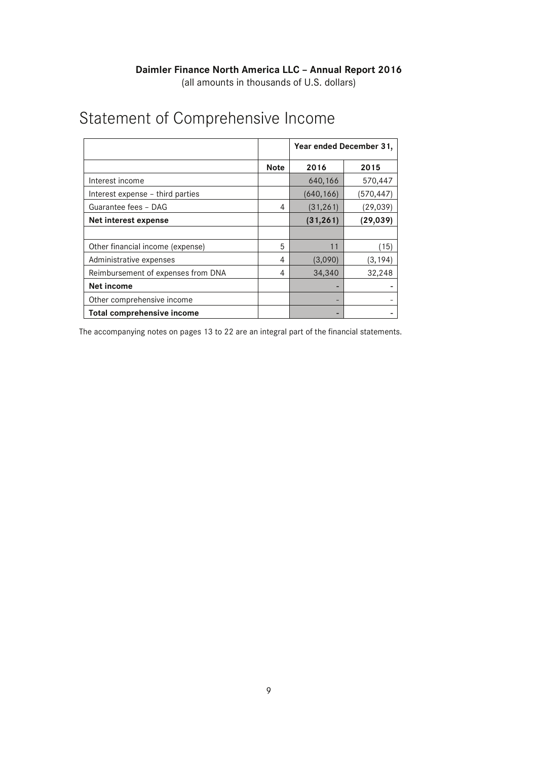**Daimler Finance North America LLC – Annual Report 2016**
(all amounts in thousands of U.S. dollars)

# Statement of Comprehensive Income

| | | Year ended December 31, | |
|---|---|---|---|
| | **Note** | **2016** | **2015** |
| Interest income | | 640,166 | 570,447 |
| Interest expense – third parties | | (640,166) | (570,447) |
| Guarantee fees – DAG | 4 | (31,261) | (29,039) |
| **Net interest expense** | | **(31,261)** | **(29,039)** |
| | | | |
| Other financial income (expense) | 5 | 11 | (15) |
| Administrative expenses | 4 | (3,090) | (3,194) |
| Reimbursement of expenses from DNA | 4 | 34,340 | 32,248 |
| **Net income** | | - | - |
| Other comprehensive income | | - | - |
| **Total comprehensive income** | | - | - |

The accompanying notes on pages 13 to 22 are an integral part of the financial statements.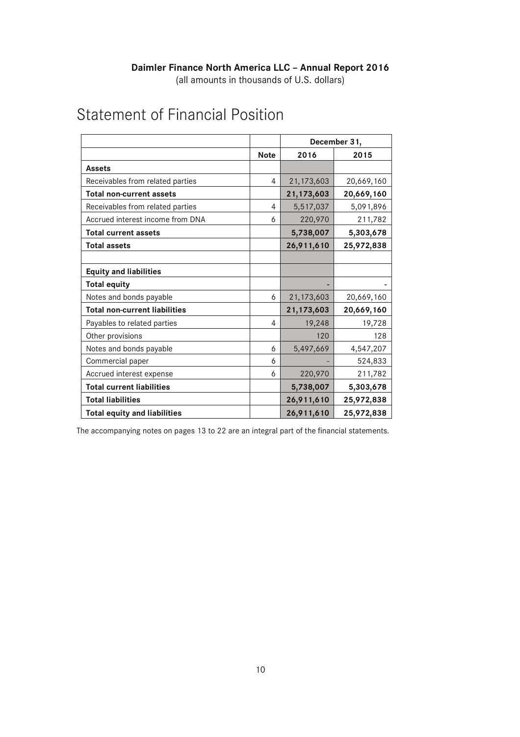**Daimler Finance North America LLC – Annual Report 2016**
(all amounts in thousands of U.S. dollars)

# Statement of Financial Position

| | | December 31, | |
|---|---|---|---|
| | **Note** | **2016** | **2015** |
| **Assets** | | | |
| Receivables from related parties | 4 | 21,173,603 | 20,669,160 |
| **Total non-current assets** | | **21,173,603** | **20,669,160** |
| Receivables from related parties | 4 | 5,517,037 | 5,091,896 |
| Accrued interest income from DNA | 6 | 220,970 | 211,782 |
| **Total current assets** | | **5,738,007** | **5,303,678** |
| **Total assets** | | **26,911,610** | **25,972,838** |
| | | | |
| **Equity and liabilities** | | | |
| **Total equity** | | - | - |
| Notes and bonds payable | 6 | 21,173,603 | 20,669,160 |
| **Total non-current liabilities** | | **21,173,603** | **20,669,160** |
| Payables to related parties | 4 | 19,248 | 19,728 |
| Other provisions | | 120 | 128 |
| Notes and bonds payable | 6 | 5,497,669 | 4,547,207 |
| Commercial paper | 6 | - | 524,833 |
| Accrued interest expense | 6 | 220,970 | 211,782 |
| **Total current liabilities** | | **5,738,007** | **5,303,678** |
| **Total liabilities** | | **26,911,610** | **25,972,838** |
| **Total equity and liabilities** | | **26,911,610** | **25,972,838** |

The accompanying notes on pages 13 to 22 are an integral part of the financial statements.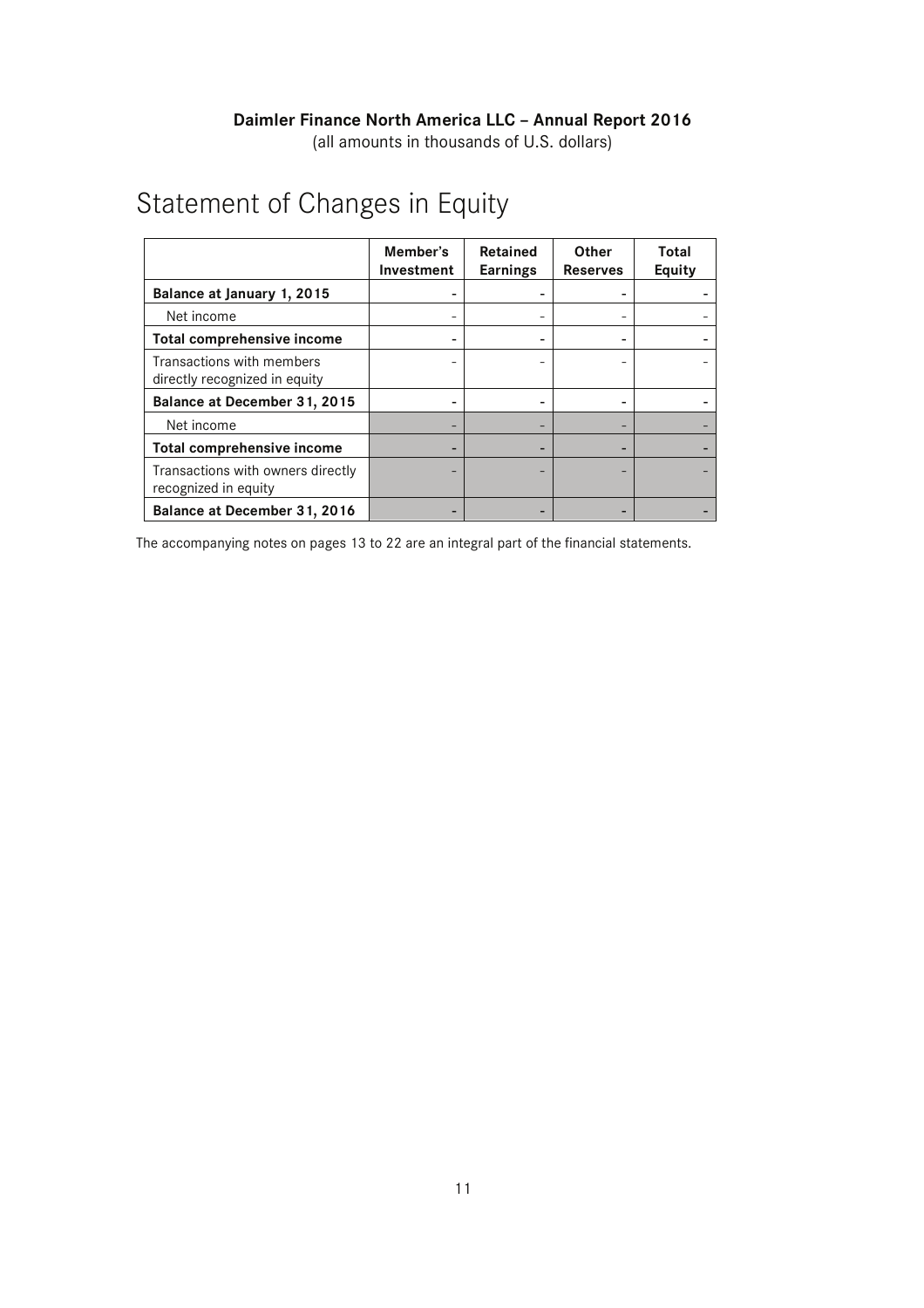**Daimler Finance North America LLC – Annual Report 2016**
(all amounts in thousands of U.S. dollars)

# Statement of Changes in Equity

| | Member's Investment | Retained Earnings | Other Reserves | Total Equity |
|---|---|---|---|---|
| **Balance at January 1, 2015** | - | - | - | - |
| Net income | - | - | - | - |
| **Total comprehensive income** | - | - | - | - |
| Transactions with members directly recognized in equity | - | - | - | - |
| **Balance at December 31, 2015** | - | - | - | - |
| Net income | - | - | - | - |
| **Total comprehensive income** | - | - | - | - |
| Transactions with owners directly recognized in equity | - | - | - | - |
| **Balance at December 31, 2016** | - | - | - | - |

The accompanying notes on pages 13 to 22 are an integral part of the financial statements.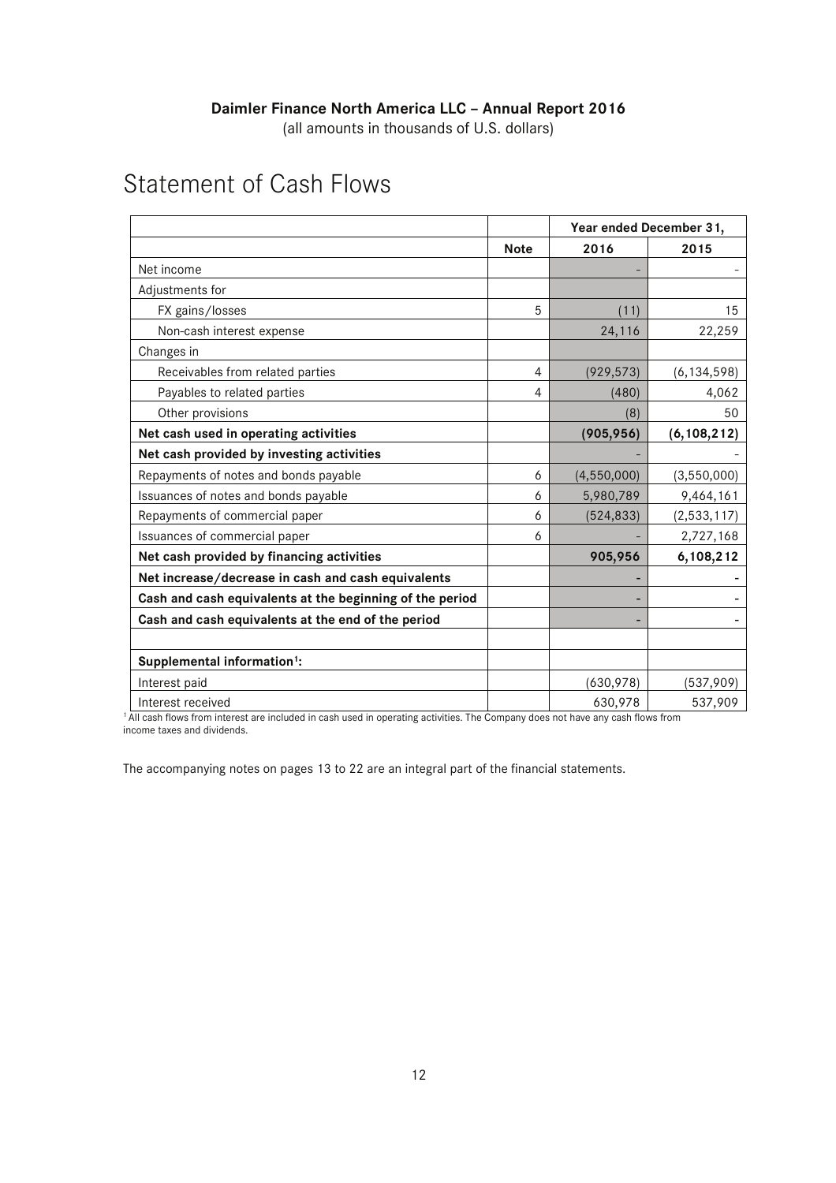**Daimler Finance North America LLC – Annual Report 2016**

(all amounts in thousands of U.S. dollars)

# Statement of Cash Flows

| | | Year ended December 31, | |
|---|---|---|---|
| | **Note** | **2016** | **2015** |
| Net income | | - | - |
| Adjustments for | | | |
| FX gains/losses | 5 | (11) | 15 |
| Non-cash interest expense | | 24,116 | 22,259 |
| Changes in | | | |
| Receivables from related parties | 4 | (929,573) | (6,134,598) |
| Payables to related parties | 4 | (480) | 4,062 |
| Other provisions | | (8) | 50 |
| **Net cash used in operating activities** | | **(905,956)** | **(6,108,212)** |
| **Net cash provided by investing activities** | | - | - |
| Repayments of notes and bonds payable | 6 | (4,550,000) | (3,550,000) |
| Issuances of notes and bonds payable | 6 | 5,980,789 | 9,464,161 |
| Repayments of commercial paper | 6 | (524,833) | (2,533,117) |
| Issuances of commercial paper | 6 | - | 2,727,168 |
| **Net cash provided by financing activities** | | **905,956** | **6,108,212** |
| **Net increase/decrease in cash and cash equivalents** | | - | - |
| **Cash and cash equivalents at the beginning of the period** | | - | - |
| **Cash and cash equivalents at the end of the period** | | - | - |
| | | | |
| **Supplemental information[1]:** | | | |
| Interest paid | | (630,978) | (537,909) |
| Interest received | | 630,978 | 537,909 |

[1] All cash flows from interest are included in cash used in operating activities. The Company does not have any cash flows from income taxes and dividends.

The accompanying notes on pages 13 to 22 are an integral part of the financial statements.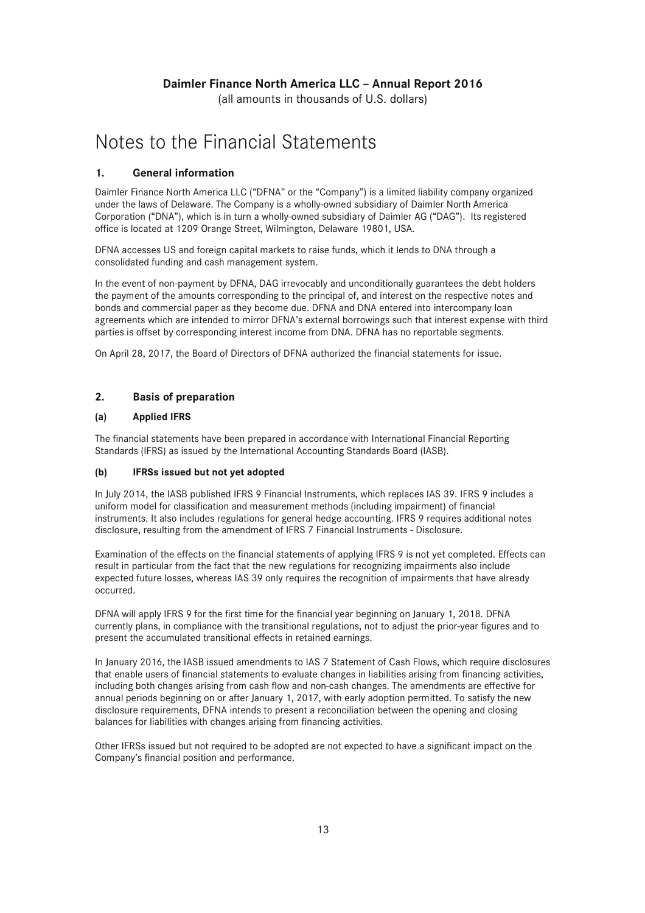# Notes to the Financial Statements

## 1. General information

Daimler Finance North America LLC ("DFNA" or the "Company") is a limited liability company organized under the laws of Delaware. The Company is a wholly-owned subsidiary of Daimler North America Corporation ("DNA"), which is in turn a wholly-owned subsidiary of Daimler AG ("DAG"). Its registered office is located at 1209 Orange Street, Wilmington, Delaware 19801, USA.

DFNA accesses US and foreign capital markets to raise funds, which it lends to DNA through a consolidated funding and cash management system.

In the event of non-payment by DFNA, DAG irrevocably and unconditionally guarantees the debt holders the payment of the amounts corresponding to the principal of, and interest on the respective notes and bonds and commercial paper as they become due. DFNA and DNA entered into intercompany loan agreements which are intended to mirror DFNA's external borrowings such that interest expense with third parties is offset by corresponding interest income from DNA. DFNA has no reportable segments.

On April 28, 2017, the Board of Directors of DFNA authorized the financial statements for issue.

## 2. Basis of preparation

### (a) Applied IFRS

The financial statements have been prepared in accordance with International Financial Reporting Standards (IFRS) as issued by the International Accounting Standards Board (IASB).

### (b) IFRSs issued but not yet adopted

In July 2014, the IASB published IFRS 9 Financial Instruments, which replaces IAS 39. IFRS 9 includes a uniform model for classification and measurement methods (including impairment) of financial instruments. It also includes regulations for general hedge accounting. IFRS 9 requires additional notes disclosure, resulting from the amendment of IFRS 7 Financial Instruments - Disclosure.

Examination of the effects on the financial statements of applying IFRS 9 is not yet completed. Effects can result in particular from the fact that the new regulations for recognizing impairments also include expected future losses, whereas IAS 39 only requires the recognition of impairments that have already occurred.

DFNA will apply IFRS 9 for the first time for the financial year beginning on January 1, 2018. DFNA currently plans, in compliance with the transitional regulations, not to adjust the prior-year figures and to present the accumulated transitional effects in retained earnings.

In January 2016, the IASB issued amendments to IAS 7 Statement of Cash Flows, which require disclosures that enable users of financial statements to evaluate changes in liabilities arising from financing activities, including both changes arising from cash flow and non-cash changes. The amendments are effective for annual periods beginning on or after January 1, 2017, with early adoption permitted. To satisfy the new disclosure requirements, DFNA intends to present a reconciliation between the opening and closing balances for liabilities with changes arising from financing activities.

Other IFRSs issued but not required to be adopted are not expected to have a significant impact on the Company's financial position and performance.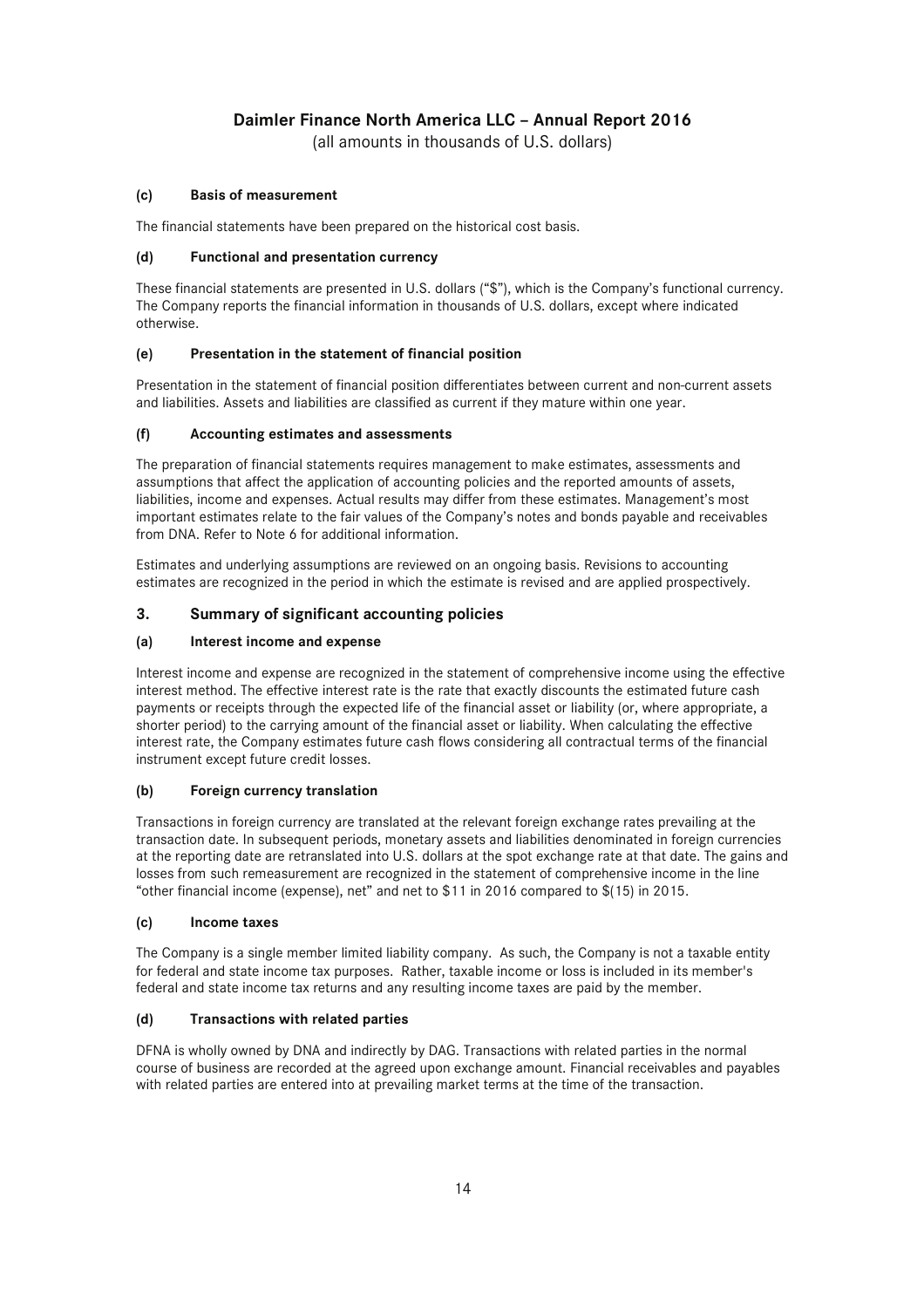#### (c) Basis of measurement

The financial statements have been prepared on the historical cost basis.

#### (d) Functional and presentation currency

These financial statements are presented in U.S. dollars ("$"), which is the Company's functional currency. The Company reports the financial information in thousands of U.S. dollars, except where indicated otherwise.

#### (e) Presentation in the statement of financial position

Presentation in the statement of financial position differentiates between current and non-current assets and liabilities. Assets and liabilities are classified as current if they mature within one year.

#### (f) Accounting estimates and assessments

The preparation of financial statements requires management to make estimates, assessments and assumptions that affect the application of accounting policies and the reported amounts of assets, liabilities, income and expenses. Actual results may differ from these estimates. Management's most important estimates relate to the fair values of the Company's notes and bonds payable and receivables from DNA. Refer to Note 6 for additional information.

Estimates and underlying assumptions are reviewed on an ongoing basis. Revisions to accounting estimates are recognized in the period in which the estimate is revised and are applied prospectively.

## 3. Summary of significant accounting policies

#### (a) Interest income and expense

Interest income and expense are recognized in the statement of comprehensive income using the effective interest method. The effective interest rate is the rate that exactly discounts the estimated future cash payments or receipts through the expected life of the financial asset or liability (or, where appropriate, a shorter period) to the carrying amount of the financial asset or liability. When calculating the effective interest rate, the Company estimates future cash flows considering all contractual terms of the financial instrument except future credit losses.

#### (b) Foreign currency translation

Transactions in foreign currency are translated at the relevant foreign exchange rates prevailing at the transaction date. In subsequent periods, monetary assets and liabilities denominated in foreign currencies at the reporting date are retranslated into U.S. dollars at the spot exchange rate at that date. The gains and losses from such remeasurement are recognized in the statement of comprehensive income in the line "other financial income (expense), net" and net to $11 in 2016 compared to $(15) in 2015.

#### (c) Income taxes

The Company is a single member limited liability company. As such, the Company is not a taxable entity for federal and state income tax purposes. Rather, taxable income or loss is included in its member's federal and state income tax returns and any resulting income taxes are paid by the member.

#### (d) Transactions with related parties

DFNA is wholly owned by DNA and indirectly by DAG. Transactions with related parties in the normal course of business are recorded at the agreed upon exchange amount. Financial receivables and payables with related parties are entered into at prevailing market terms at the time of the transaction.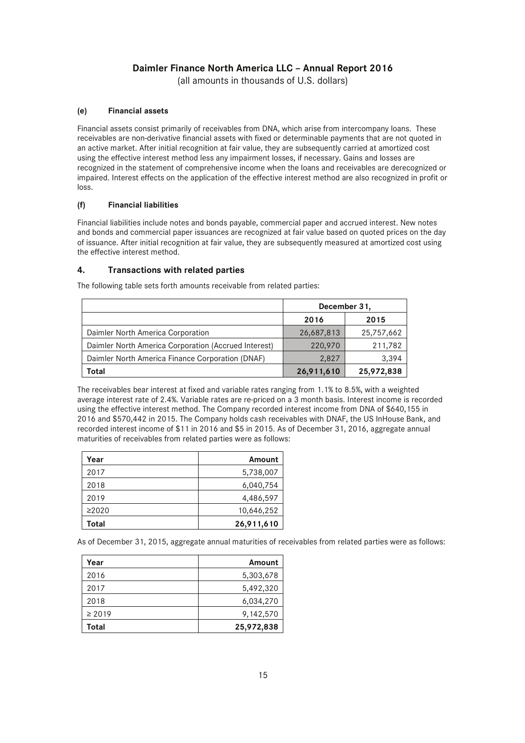**(e) Financial assets**

Financial assets consist primarily of receivables from DNA, which arise from intercompany loans. These receivables are non-derivative financial assets with fixed or determinable payments that are not quoted in an active market. After initial recognition at fair value, they are subsequently carried at amortized cost using the effective interest method less any impairment losses, if necessary. Gains and losses are recognized in the statement of comprehensive income when the loans and receivables are derecognized or impaired. Interest effects on the application of the effective interest method are also recognized in profit or loss.

**(f) Financial liabilities**

Financial liabilities include notes and bonds payable, commercial paper and accrued interest. New notes and bonds and commercial paper issuances are recognized at fair value based on quoted prices on the day of issuance. After initial recognition at fair value, they are subsequently measured at amortized cost using the effective interest method.

## 4. Transactions with related parties

The following table sets forth amounts receivable from related parties:

| | December 31, | |
|---|---|---|
| | 2016 | 2015 |
| Daimler North America Corporation | 26,687,813 | 25,757,662 |
| Daimler North America Corporation (Accrued Interest) | 220,970 | 211,782 |
| Daimler North America Finance Corporation (DNAF) | 2,827 | 3,394 |
| **Total** | **26,911,610** | **25,972,838** |

The receivables bear interest at fixed and variable rates ranging from 1.1% to 8.5%, with a weighted average interest rate of 2.4%. Variable rates are re-priced on a 3 month basis. Interest income is recorded using the effective interest method. The Company recorded interest income from DNA of $640,155 in 2016 and $570,442 in 2015. The Company holds cash receivables with DNAF, the US InHouse Bank, and recorded interest income of $11 in 2016 and $5 in 2015. As of December 31, 2016, aggregate annual maturities of receivables from related parties were as follows:

| Year | Amount |
|---|---|
| 2017 | 5,738,007 |
| 2018 | 6,040,754 |
| 2019 | 4,486,597 |
| ≥2020 | 10,646,252 |
| **Total** | **26,911,610** |

As of December 31, 2015, aggregate annual maturities of receivables from related parties were as follows:

| Year | Amount |
|---|---|
| 2016 | 5,303,678 |
| 2017 | 5,492,320 |
| 2018 | 6,034,270 |
| ≥ 2019 | 9,142,570 |
| **Total** | **25,972,838** |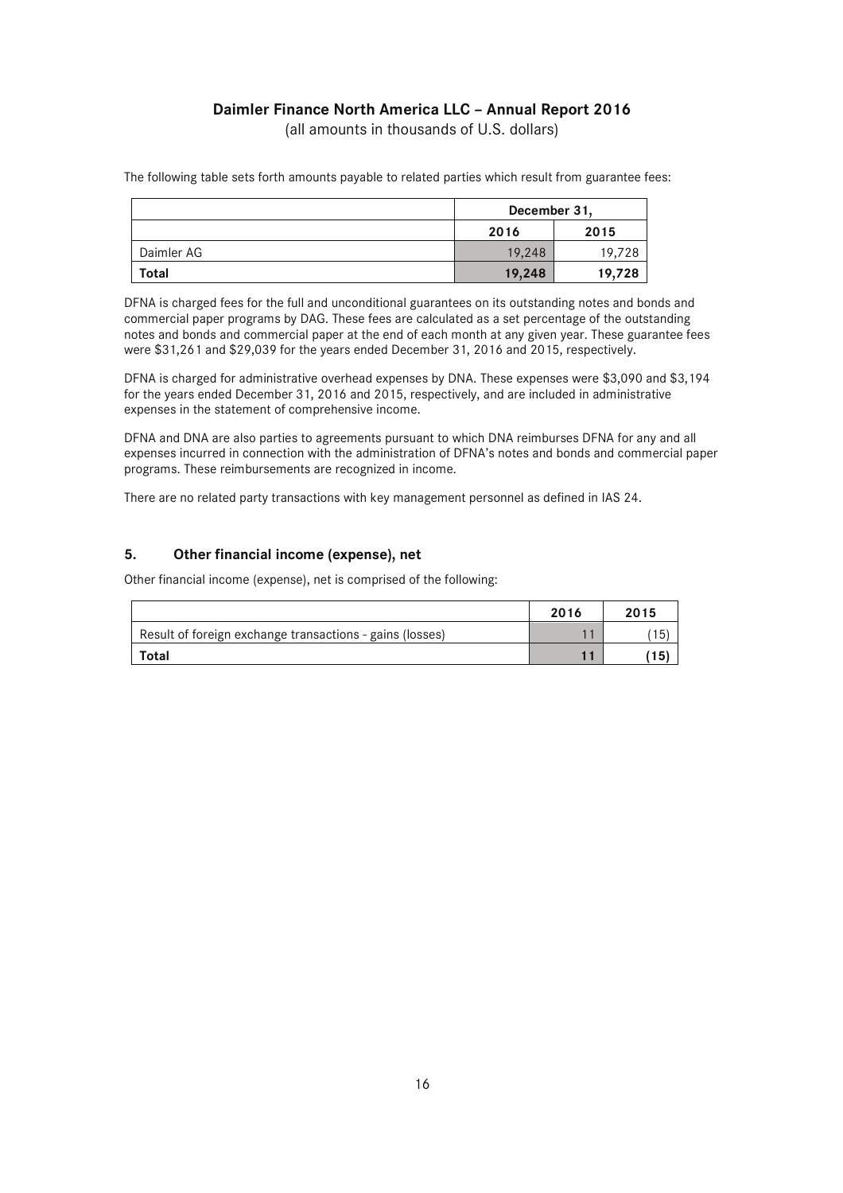The following table sets forth amounts payable to related parties which result from guarantee fees:

| | December 31, | |
|---|---|---|
| | 2016 | 2015 |
| Daimler AG | 19,248 | 19,728 |
| **Total** | **19,248** | **19,728** |

DFNA is charged fees for the full and unconditional guarantees on its outstanding notes and bonds and commercial paper programs by DAG. These fees are calculated as a set percentage of the outstanding notes and bonds and commercial paper at the end of each month at any given year. These guarantee fees were $31,261 and $29,039 for the years ended December 31, 2016 and 2015, respectively.

DFNA is charged for administrative overhead expenses by DNA. These expenses were $3,090 and $3,194 for the years ended December 31, 2016 and 2015, respectively, and are included in administrative expenses in the statement of comprehensive income.

DFNA and DNA are also parties to agreements pursuant to which DNA reimburses DFNA for any and all expenses incurred in connection with the administration of DFNA's notes and bonds and commercial paper programs. These reimbursements are recognized in income.

There are no related party transactions with key management personnel as defined in IAS 24.

## 5. Other financial income (expense), net

Other financial income (expense), net is comprised of the following:

| | 2016 | 2015 |
|---|---|---|
| Result of foreign exchange transactions - gains (losses) | 11 | (15) |
| **Total** | **11** | **(15)** |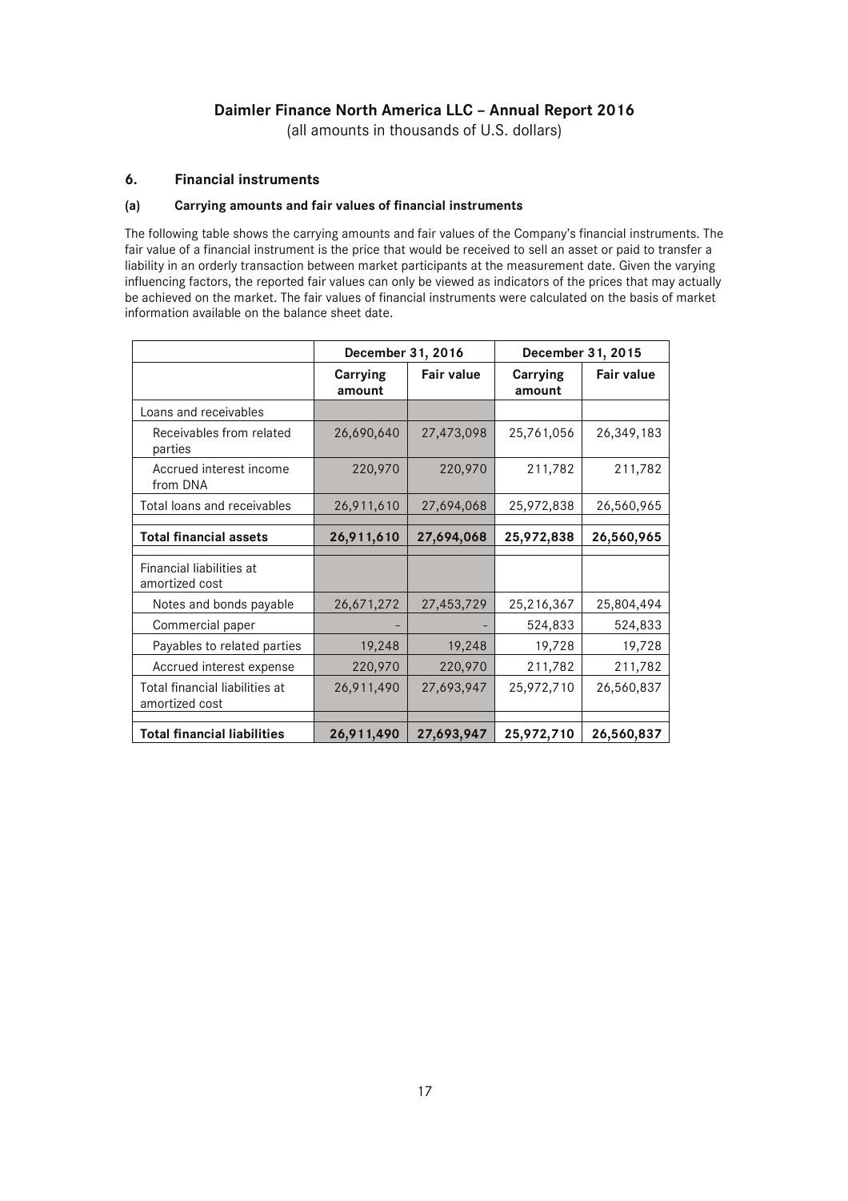# Daimler Finance North America LLC – Annual Report 2016

(all amounts in thousands of U.S. dollars)

## 6. Financial instruments

### (a) Carrying amounts and fair values of financial instruments

The following table shows the carrying amounts and fair values of the Company's financial instruments. The fair value of a financial instrument is the price that would be received to sell an asset or paid to transfer a liability in an orderly transaction between market participants at the measurement date. Given the varying influencing factors, the reported fair values can only be viewed as indicators of the prices that may actually be achieved on the market. The fair values of financial instruments were calculated on the basis of market information available on the balance sheet date.

| | December 31, 2016 | | December 31, 2015 | |
|---|---|---|---|---|
| | Carrying amount | Fair value | Carrying amount | Fair value |
| Loans and receivables | | | | |
| Receivables from related parties | 26,690,640 | 27,473,098 | 25,761,056 | 26,349,183 |
| Accrued interest income from DNA | 220,970 | 220,970 | 211,782 | 211,782 |
| Total loans and receivables | 26,911,610 | 27,694,068 | 25,972,838 | 26,560,965 |
| **Total financial assets** | **26,911,610** | **27,694,068** | **25,972,838** | **26,560,965** |
| Financial liabilities at amortized cost | | | | |
| Notes and bonds payable | 26,671,272 | 27,453,729 | 25,216,367 | 25,804,494 |
| Commercial paper | - | - | 524,833 | 524,833 |
| Payables to related parties | 19,248 | 19,248 | 19,728 | 19,728 |
| Accrued interest expense | 220,970 | 220,970 | 211,782 | 211,782 |
| Total financial liabilities at amortized cost | 26,911,490 | 27,693,947 | 25,972,710 | 26,560,837 |
| **Total financial liabilities** | **26,911,490** | **27,693,947** | **25,972,710** | **26,560,837** |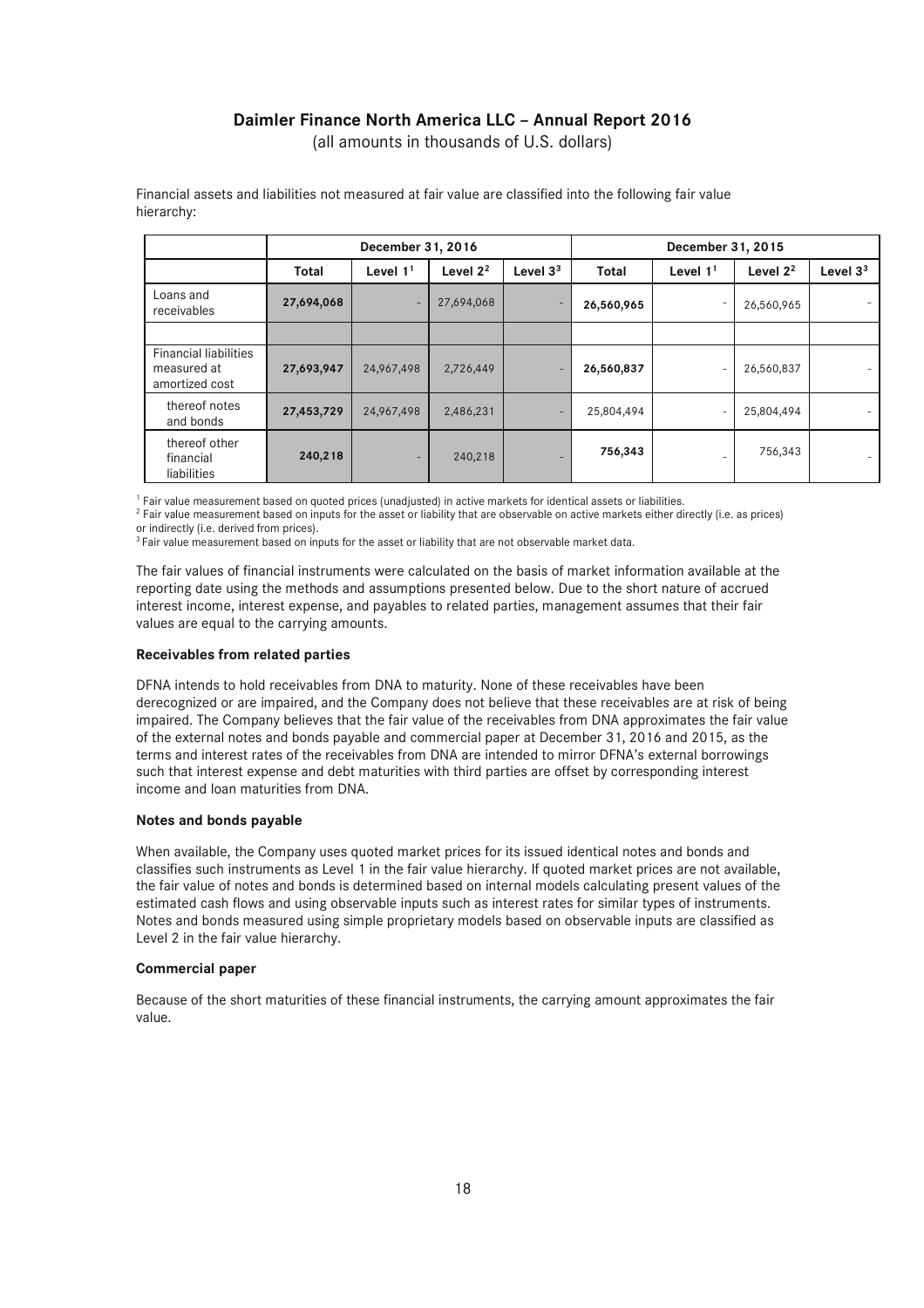# Daimler Finance North America LLC – Annual Report 2016

(all amounts in thousands of U.S. dollars)

Financial assets and liabilities not measured at fair value are classified into the following fair value hierarchy:

| | December 31, 2016 | | | | December 31, 2015 | | | |
|---|---|---|---|---|---|---|---|---|
| | Total | Level 1[1] | Level 2[2] | Level 3[3] | Total | Level 1[1] | Level 2[2] | Level 3[3] |
| Loans and receivables | **27,694,068** | - | 27,694,068 | - | **26,560,965** | - | 26,560,965 | - |
| | | | | | | | | |
| Financial liabilities measured at amortized cost | **27,693,947** | 24,967,498 | 2,726,449 | - | **26,560,837** | - | 26,560,837 | - |
| thereof notes and bonds | **27,453,729** | 24,967,498 | 2,486,231 | - | 25,804,494 | - | 25,804,494 | - |
| thereof other financial liabilities | **240,218** | - | 240,218 | - | **756,343** | - | 756,343 | - |

[1] Fair value measurement based on quoted prices (unadjusted) in active markets for identical assets or liabilities.
[2] Fair value measurement based on inputs for the asset or liability that are observable on active markets either directly (i.e. as prices) or indirectly (i.e. derived from prices).
[3] Fair value measurement based on inputs for the asset or liability that are not observable market data.

The fair values of financial instruments were calculated on the basis of market information available at the reporting date using the methods and assumptions presented below. Due to the short nature of accrued interest income, interest expense, and payables to related parties, management assumes that their fair values are equal to the carrying amounts.

**Receivables from related parties**

DFNA intends to hold receivables from DNA to maturity. None of these receivables have been derecognized or are impaired, and the Company does not believe that these receivables are at risk of being impaired. The Company believes that the fair value of the receivables from DNA approximates the fair value of the external notes and bonds payable and commercial paper at December 31, 2016 and 2015, as the terms and interest rates of the receivables from DNA are intended to mirror DFNA's external borrowings such that interest expense and debt maturities with third parties are offset by corresponding interest income and loan maturities from DNA.

**Notes and bonds payable**

When available, the Company uses quoted market prices for its issued identical notes and bonds and classifies such instruments as Level 1 in the fair value hierarchy. If quoted market prices are not available, the fair value of notes and bonds is determined based on internal models calculating present values of the estimated cash flows and using observable inputs such as interest rates for similar types of instruments. Notes and bonds measured using simple proprietary models based on observable inputs are classified as Level 2 in the fair value hierarchy.

**Commercial paper**

Because of the short maturities of these financial instruments, the carrying amount approximates the fair value.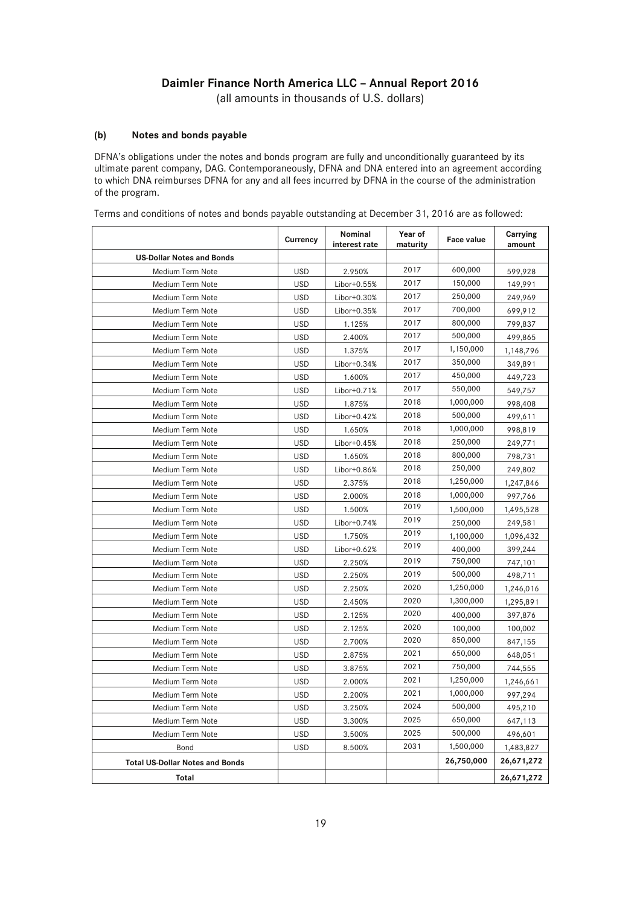# Daimler Finance North America LLC – Annual Report 2016

(all amounts in thousands of U.S. dollars)

### (b) Notes and bonds payable

DFNA's obligations under the notes and bonds program are fully and unconditionally guaranteed by its ultimate parent company, DAG. Contemporaneously, DFNA and DNA entered into an agreement according to which DNA reimburses DFNA for any and all fees incurred by DFNA in the course of the administration of the program.

Terms and conditions of notes and bonds payable outstanding at December 31, 2016 are as followed:

| | Currency | Nominal interest rate | Year of maturity | Face value | Carrying amount |
|---|---|---|---|---|---|
| **US-Dollar Notes and Bonds** | | | | | |
| Medium Term Note | USD | 2.950% | 2017 | 600,000 | 599,928 |
| Medium Term Note | USD | Libor+0.55% | 2017 | 150,000 | 149,991 |
| Medium Term Note | USD | Libor+0.30% | 2017 | 250,000 | 249,969 |
| Medium Term Note | USD | Libor+0.35% | 2017 | 700,000 | 699,912 |
| Medium Term Note | USD | 1.125% | 2017 | 800,000 | 799,837 |
| Medium Term Note | USD | 2.400% | 2017 | 500,000 | 499,865 |
| Medium Term Note | USD | 1.375% | 2017 | 1,150,000 | 1,148,796 |
| Medium Term Note | USD | Libor+0.34% | 2017 | 350,000 | 349,891 |
| Medium Term Note | USD | 1.600% | 2017 | 450,000 | 449,723 |
| Medium Term Note | USD | Libor+0.71% | 2017 | 550,000 | 549,757 |
| Medium Term Note | USD | 1.875% | 2018 | 1,000,000 | 998,408 |
| Medium Term Note | USD | Libor+0.42% | 2018 | 500,000 | 499,611 |
| Medium Term Note | USD | 1.650% | 2018 | 1,000,000 | 998,819 |
| Medium Term Note | USD | Libor+0.45% | 2018 | 250,000 | 249,771 |
| Medium Term Note | USD | 1.650% | 2018 | 800,000 | 798,731 |
| Medium Term Note | USD | Libor+0.86% | 2018 | 250,000 | 249,802 |
| Medium Term Note | USD | 2.375% | 2018 | 1,250,000 | 1,247,846 |
| Medium Term Note | USD | 2.000% | 2018 | 1,000,000 | 997,766 |
| Medium Term Note | USD | 1.500% | 2019 | 1,500,000 | 1,495,528 |
| Medium Term Note | USD | Libor+0.74% | 2019 | 250,000 | 249,581 |
| Medium Term Note | USD | 1.750% | 2019 | 1,100,000 | 1,096,432 |
| Medium Term Note | USD | Libor+0.62% | 2019 | 400,000 | 399,244 |
| Medium Term Note | USD | 2.250% | 2019 | 750,000 | 747,101 |
| Medium Term Note | USD | 2.250% | 2019 | 500,000 | 498,711 |
| Medium Term Note | USD | 2.250% | 2020 | 1,250,000 | 1,246,016 |
| Medium Term Note | USD | 2.450% | 2020 | 1,300,000 | 1,295,891 |
| Medium Term Note | USD | 2.125% | 2020 | 400,000 | 397,876 |
| Medium Term Note | USD | 2.125% | 2020 | 100,000 | 100,002 |
| Medium Term Note | USD | 2.700% | 2020 | 850,000 | 847,155 |
| Medium Term Note | USD | 2.875% | 2021 | 650,000 | 648,051 |
| Medium Term Note | USD | 3.875% | 2021 | 750,000 | 744,555 |
| Medium Term Note | USD | 2.000% | 2021 | 1,250,000 | 1,246,661 |
| Medium Term Note | USD | 2.200% | 2021 | 1,000,000 | 997,294 |
| Medium Term Note | USD | 3.250% | 2024 | 500,000 | 495,210 |
| Medium Term Note | USD | 3.300% | 2025 | 650,000 | 647,113 |
| Medium Term Note | USD | 3.500% | 2025 | 500,000 | 496,601 |
| Bond | USD | 8.500% | 2031 | 1,500,000 | 1,483,827 |
| **Total US-Dollar Notes and Bonds** | | | | **26,750,000** | **26,671,272** |
| **Total** | | | | | **26,671,272** |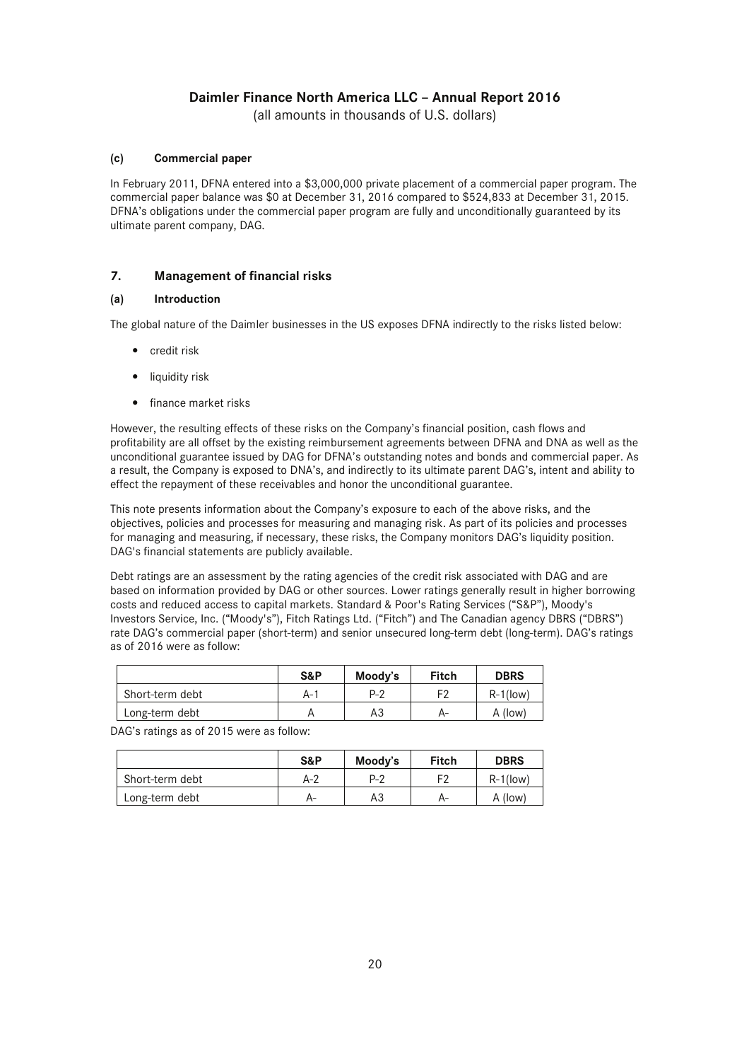**(c) Commercial paper**

In February 2011, DFNA entered into a $3,000,000 private placement of a commercial paper program. The commercial paper balance was $0 at December 31, 2016 compared to $524,833 at December 31, 2015. DFNA's obligations under the commercial paper program are fully and unconditionally guaranteed by its ultimate parent company, DAG.

## 7. Management of financial risks

### (a) Introduction

The global nature of the Daimler businesses in the US exposes DFNA indirectly to the risks listed below:

- credit risk
- liquidity risk
- finance market risks

However, the resulting effects of these risks on the Company's financial position, cash flows and profitability are all offset by the existing reimbursement agreements between DFNA and DNA as well as the unconditional guarantee issued by DAG for DFNA's outstanding notes and bonds and commercial paper. As a result, the Company is exposed to DNA's, and indirectly to its ultimate parent DAG's, intent and ability to effect the repayment of these receivables and honor the unconditional guarantee.

This note presents information about the Company's exposure to each of the above risks, and the objectives, policies and processes for measuring and managing risk. As part of its policies and processes for managing and measuring, if necessary, these risks, the Company monitors DAG's liquidity position. DAG's financial statements are publicly available.

Debt ratings are an assessment by the rating agencies of the credit risk associated with DAG and are based on information provided by DAG or other sources. Lower ratings generally result in higher borrowing costs and reduced access to capital markets. Standard & Poor's Rating Services ("S&P"), Moody's Investors Service, Inc. ("Moody's"), Fitch Ratings Ltd. ("Fitch") and The Canadian agency DBRS ("DBRS") rate DAG's commercial paper (short-term) and senior unsecured long-term debt (long-term). DAG's ratings as of 2016 were as follow:

| | S&P | Moody's | Fitch | DBRS |
|---|---|---|---|---|
| Short-term debt | A-1 | P-2 | F2 | R-1(low) |
| Long-term debt | A | A3 | A- | A (low) |

DAG's ratings as of 2015 were as follow:

| | S&P | Moody's | Fitch | DBRS |
|---|---|---|---|---|
| Short-term debt | A-2 | P-2 | F2 | R-1(low) |
| Long-term debt | A- | A3 | A- | A (low) |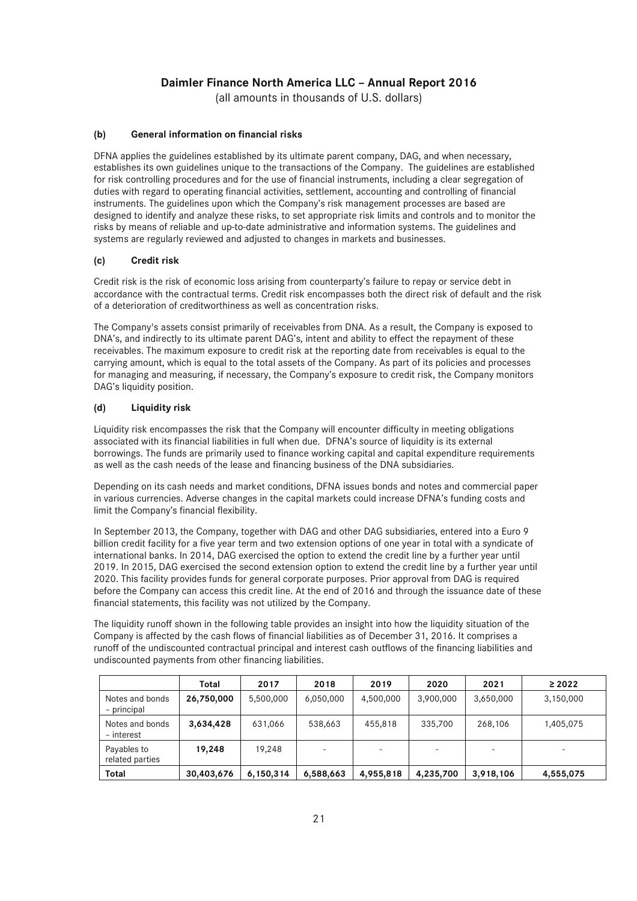### (b) General information on financial risks

DFNA applies the guidelines established by its ultimate parent company, DAG, and when necessary, establishes its own guidelines unique to the transactions of the Company. The guidelines are established for risk controlling procedures and for the use of financial instruments, including a clear segregation of duties with regard to operating financial activities, settlement, accounting and controlling of financial instruments. The guidelines upon which the Company's risk management processes are based are designed to identify and analyze these risks, to set appropriate risk limits and controls and to monitor the risks by means of reliable and up-to-date administrative and information systems. The guidelines and systems are regularly reviewed and adjusted to changes in markets and businesses.

### (c) Credit risk

Credit risk is the risk of economic loss arising from counterparty's failure to repay or service debt in accordance with the contractual terms. Credit risk encompasses both the direct risk of default and the risk of a deterioration of creditworthiness as well as concentration risks.

The Company's assets consist primarily of receivables from DNA. As a result, the Company is exposed to DNA's, and indirectly to its ultimate parent DAG's, intent and ability to effect the repayment of these receivables. The maximum exposure to credit risk at the reporting date from receivables is equal to the carrying amount, which is equal to the total assets of the Company. As part of its policies and processes for managing and measuring, if necessary, the Company's exposure to credit risk, the Company monitors DAG's liquidity position.

### (d) Liquidity risk

Liquidity risk encompasses the risk that the Company will encounter difficulty in meeting obligations associated with its financial liabilities in full when due. DFNA's source of liquidity is its external borrowings. The funds are primarily used to finance working capital and capital expenditure requirements as well as the cash needs of the lease and financing business of the DNA subsidiaries.

Depending on its cash needs and market conditions, DFNA issues bonds and notes and commercial paper in various currencies. Adverse changes in the capital markets could increase DFNA's funding costs and limit the Company's financial flexibility.

In September 2013, the Company, together with DAG and other DAG subsidiaries, entered into a Euro 9 billion credit facility for a five year term and two extension options of one year in total with a syndicate of international banks. In 2014, DAG exercised the option to extend the credit line by a further year until 2019. In 2015, DAG exercised the second extension option to extend the credit line by a further year until 2020. This facility provides funds for general corporate purposes. Prior approval from DAG is required before the Company can access this credit line. At the end of 2016 and through the issuance date of these financial statements, this facility was not utilized by the Company.

The liquidity runoff shown in the following table provides an insight into how the liquidity situation of the Company is affected by the cash flows of financial liabilities as of December 31, 2016. It comprises a runoff of the undiscounted contractual principal and interest cash outflows of the financing liabilities and undiscounted payments from other financing liabilities.

| | Total | 2017 | 2018 | 2019 | 2020 | 2021 | ≥ 2022 |
|---|---|---|---|---|---|---|---|
| Notes and bonds – principal | **26,750,000** | 5,500,000 | 6,050,000 | 4,500,000 | 3,900,000 | 3,650,000 | 3,150,000 |
| Notes and bonds – interest | **3,634,428** | 631,066 | 538,663 | 455,818 | 335,700 | 268,106 | 1,405,075 |
| Payables to related parties | **19,248** | 19,248 | - | - | - | - | - |
| **Total** | **30,403,676** | **6,150,314** | **6,588,663** | **4,955,818** | **4,235,700** | **3,918,106** | **4,555,075** |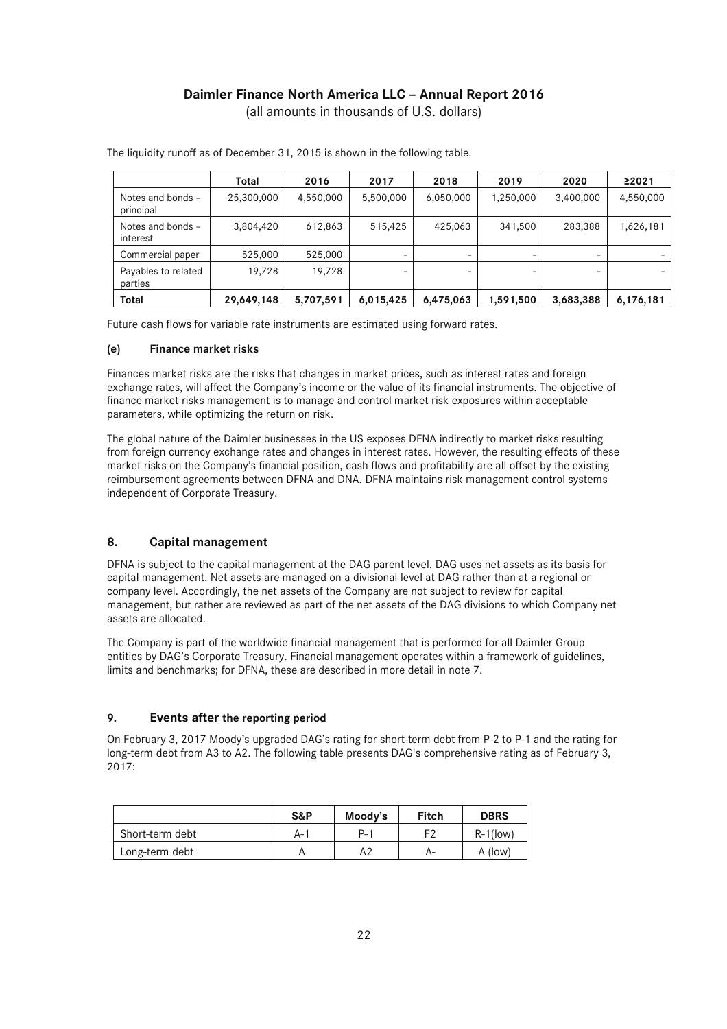# Daimler Finance North America LLC – Annual Report 2016

(all amounts in thousands of U.S. dollars)

The liquidity runoff as of December 31, 2015 is shown in the following table.

| | Total | 2016 | 2017 | 2018 | 2019 | 2020 | ≥2021 |
|---|---|---|---|---|---|---|---|
| Notes and bonds – principal | 25,300,000 | 4,550,000 | 5,500,000 | 6,050,000 | 1,250,000 | 3,400,000 | 4,550,000 |
| Notes and bonds – interest | 3,804,420 | 612,863 | 515,425 | 425,063 | 341,500 | 283,388 | 1,626,181 |
| Commercial paper | 525,000 | 525,000 | - | - | - | - | - |
| Payables to related parties | 19,728 | 19,728 | - | - | - | - | - |
| **Total** | **29,649,148** | **5,707,591** | **6,015,425** | **6,475,063** | **1,591,500** | **3,683,388** | **6,176,181** |

Future cash flows for variable rate instruments are estimated using forward rates.

### (e) Finance market risks

Finances market risks are the risks that changes in market prices, such as interest rates and foreign exchange rates, will affect the Company's income or the value of its financial instruments. The objective of finance market risks management is to manage and control market risk exposures within acceptable parameters, while optimizing the return on risk.

The global nature of the Daimler businesses in the US exposes DFNA indirectly to market risks resulting from foreign currency exchange rates and changes in interest rates. However, the resulting effects of these market risks on the Company's financial position, cash flows and profitability are all offset by the existing reimbursement agreements between DFNA and DNA. DFNA maintains risk management control systems independent of Corporate Treasury.

## 8. Capital management

DFNA is subject to the capital management at the DAG parent level. DAG uses net assets as its basis for capital management. Net assets are managed on a divisional level at DAG rather than at a regional or company level. Accordingly, the net assets of the Company are not subject to review for capital management, but rather are reviewed as part of the net assets of the DAG divisions to which Company net assets are allocated.

The Company is part of the worldwide financial management that is performed for all Daimler Group entities by DAG's Corporate Treasury. Financial management operates within a framework of guidelines, limits and benchmarks; for DFNA, these are described in more detail in note 7.

## 9. Events after the reporting period

On February 3, 2017 Moody's upgraded DAG's rating for short-term debt from P-2 to P-1 and the rating for long-term debt from A3 to A2. The following table presents DAG's comprehensive rating as of February 3, 2017:

| | S&P | Moody's | Fitch | DBRS |
|---|---|---|---|---|
| Short-term debt | A-1 | P-1 | F2 | R-1(low) |
| Long-term debt | A | A2 | A- | A (low) |